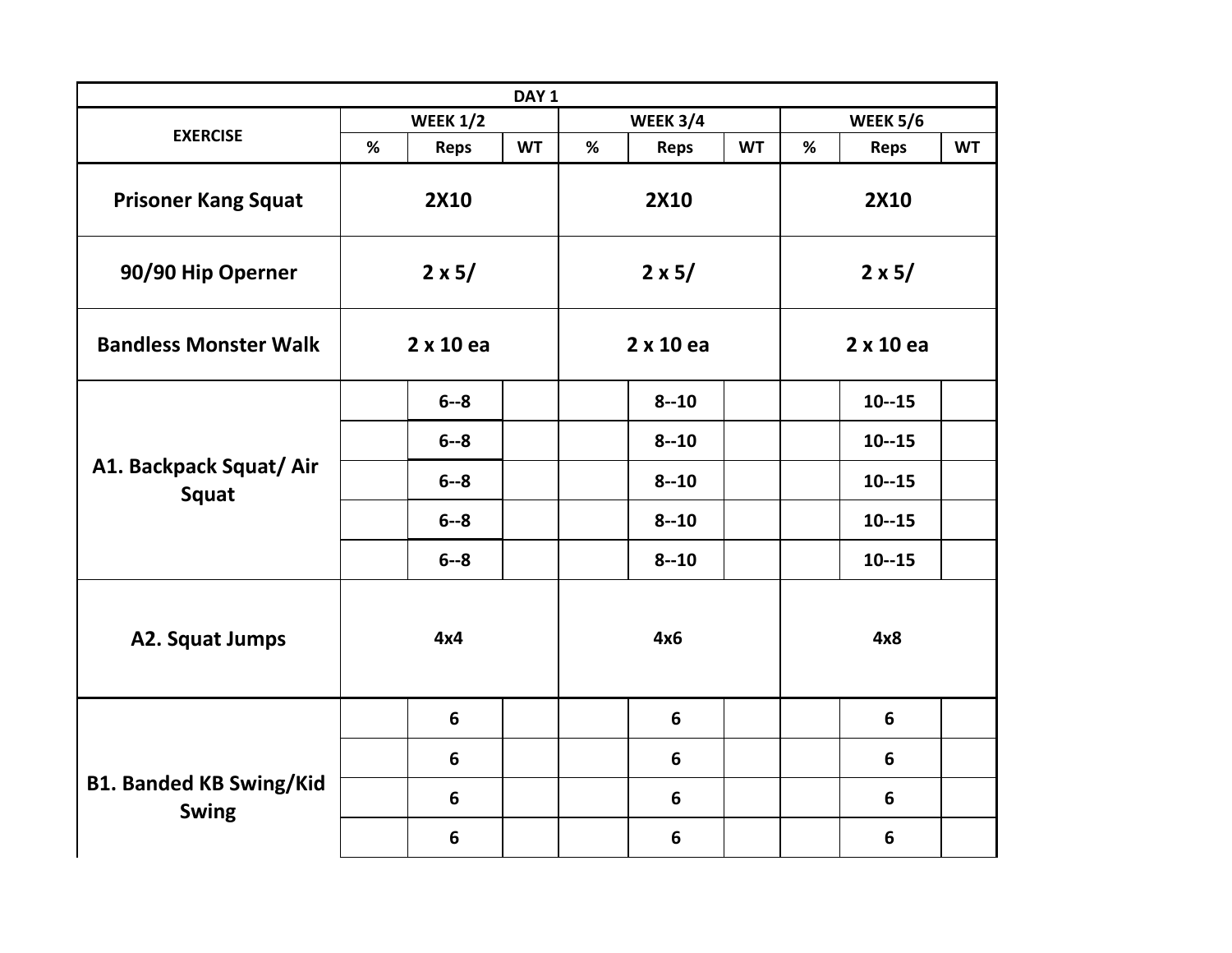| DAY 1 | | | | | | | | | |
|---|---|---|---|---|---|---|---|---|---|
| **EXERCISE** | **WEEK 1/2** | | | **WEEK 3/4** | | | **WEEK 5/6** | | |
| | **%** | **Reps** | **WT** | **%** | **Reps** | **WT** | **%** | **Reps** | **WT** |
| **Prisoner Kang Squat** | **2X10** | | | **2X10** | | | **2X10** | | |
| **90/90 Hip Operner** | **2 x 5/** | | | **2 x 5/** | | | **2 x 5/** | | |
| **Bandless Monster Walk** | **2 x 10 ea** | | | **2 x 10 ea** | | | **2 x 10 ea** | | |
| **A1. Backpack Squat/ Air Squat** | | **6--8** | | | **8--10** | | | **10--15** | |
| | | **6--8** | | | **8--10** | | | **10--15** | |
| | | **6--8** | | | **8--10** | | | **10--15** | |
| | | **6--8** | | | **8--10** | | | **10--15** | |
| | | **6--8** | | | **8--10** | | | **10--15** | |
| **A2. Squat Jumps** | **4x4** | | | **4x6** | | | **4x8** | | |
| **B1. Banded KB Swing/Kid Swing** | | **6** | | | **6** | | | **6** | |
| | | **6** | | | **6** | | | **6** | |
| | | **6** | | | **6** | | | **6** | |
| | | **6** | | | **6** | | | **6** | |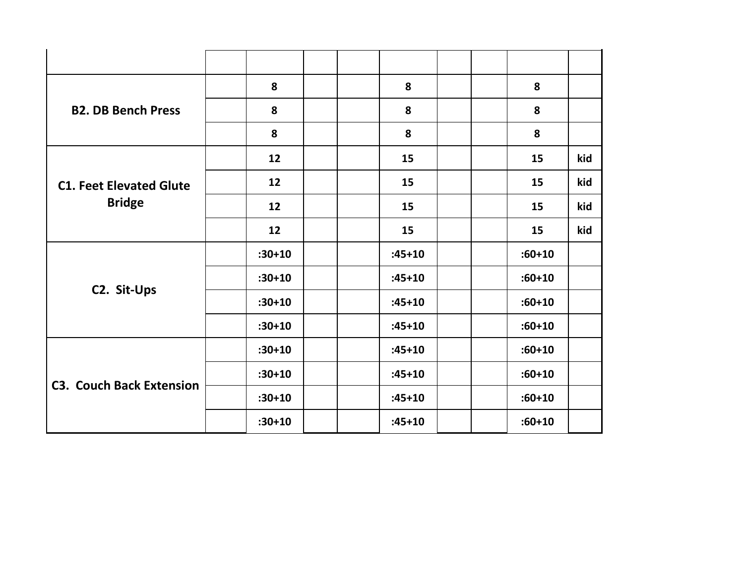| | | | | | | | | | |
|---|---|---|---|---|---|---|---|---|---|
| **B2. DB Bench Press** | | **8** | | | **8** | | | **8** | |
| | | **8** | | | **8** | | | **8** | |
| | | **8** | | | **8** | | | **8** | |
| **C1. Feet Elevated Glute Bridge** | | **12** | | | **15** | | | **15** | **kid** |
| | | **12** | | | **15** | | | **15** | **kid** |
| | | **12** | | | **15** | | | **15** | **kid** |
| | | **12** | | | **15** | | | **15** | **kid** |
| **C2. Sit-Ups** | | **:30+10** | | | **:45+10** | | | **:60+10** | |
| | | **:30+10** | | | **:45+10** | | | **:60+10** | |
| | | **:30+10** | | | **:45+10** | | | **:60+10** | |
| | | **:30+10** | | | **:45+10** | | | **:60+10** | |
| **C3. Couch Back Extension** | | **:30+10** | | | **:45+10** | | | **:60+10** | |
| | | **:30+10** | | | **:45+10** | | | **:60+10** | |
| | | **:30+10** | | | **:45+10** | | | **:60+10** | |
| | | **:30+10** | | | **:45+10** | | | **:60+10** | |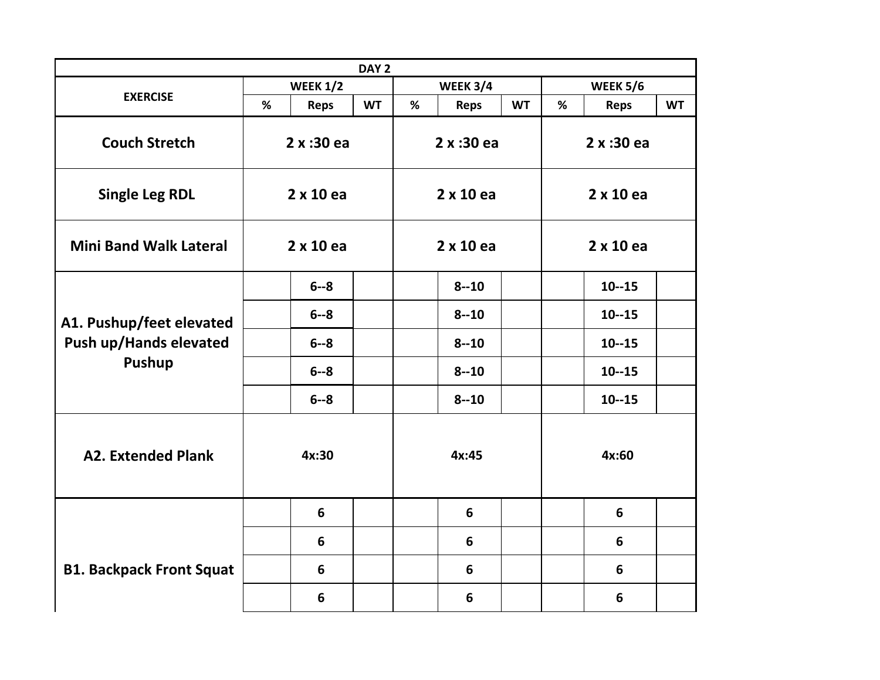| DAY 2 | | | | | | | | | |
|---|---|---|---|---|---|---|---|---|---|
| EXERCISE | WEEK 1/2 | | | WEEK 3/4 | | | WEEK 5/6 | | |
| | % | Reps | WT | % | Reps | WT | % | Reps | WT |
| Couch Stretch | 2 x :30 ea | | | 2 x :30 ea | | | 2 x :30 ea | | |
| Single Leg RDL | 2 x 10 ea | | | 2 x 10 ea | | | 2 x 10 ea | | |
| Mini Band Walk Lateral | 2 x 10 ea | | | 2 x 10 ea | | | 2 x 10 ea | | |
| A1. Pushup/feet elevated Push up/Hands elevated Pushup | | 6--8 | | | 8--10 | | | 10--15 | |
| | | 6--8 | | | 8--10 | | | 10--15 | |
| | | 6--8 | | | 8--10 | | | 10--15 | |
| | | 6--8 | | | 8--10 | | | 10--15 | |
| | | 6--8 | | | 8--10 | | | 10--15 | |
| A2. Extended Plank | 4x:30 | | | 4x:45 | | | 4x:60 | | |
| B1. Backpack Front Squat | | 6 | | | 6 | | | 6 | |
| | | 6 | | | 6 | | | 6 | |
| | | 6 | | | 6 | | | 6 | |
| | | 6 | | | 6 | | | 6 | |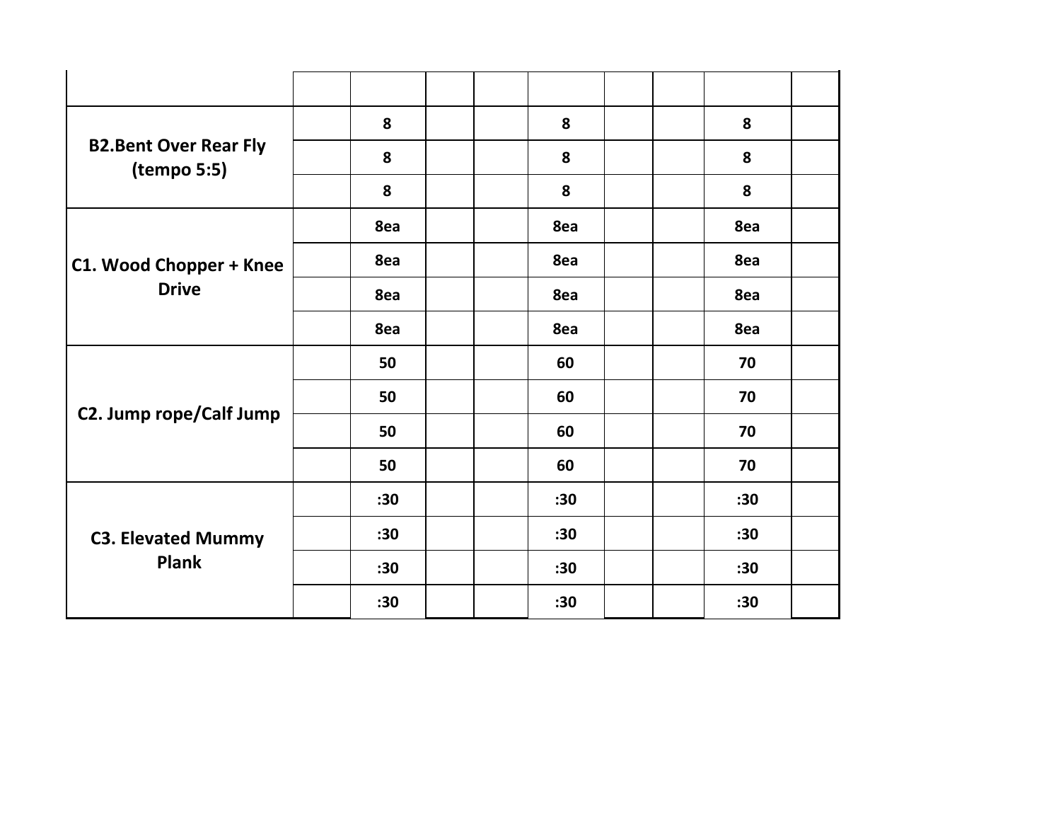| | | | | | | | | | |
|---|---|---|---|---|---|---|---|---|---|
| **B2.Bent Over Rear Fly (tempo 5:5)** | | **8** | | | **8** | | | **8** | |
| | | **8** | | | **8** | | | **8** | |
| | | **8** | | | **8** | | | **8** | |
| **C1. Wood Chopper + Knee Drive** | | **8ea** | | | **8ea** | | | **8ea** | |
| | | **8ea** | | | **8ea** | | | **8ea** | |
| | | **8ea** | | | **8ea** | | | **8ea** | |
| | | **8ea** | | | **8ea** | | | **8ea** | |
| **C2. Jump rope/Calf Jump** | | **50** | | | **60** | | | **70** | |
| | | **50** | | | **60** | | | **70** | |
| | | **50** | | | **60** | | | **70** | |
| | | **50** | | | **60** | | | **70** | |
| **C3. Elevated Mummy Plank** | | **:30** | | | **:30** | | | **:30** | |
| | | **:30** | | | **:30** | | | **:30** | |
| | | **:30** | | | **:30** | | | **:30** | |
| | | **:30** | | | **:30** | | | **:30** | |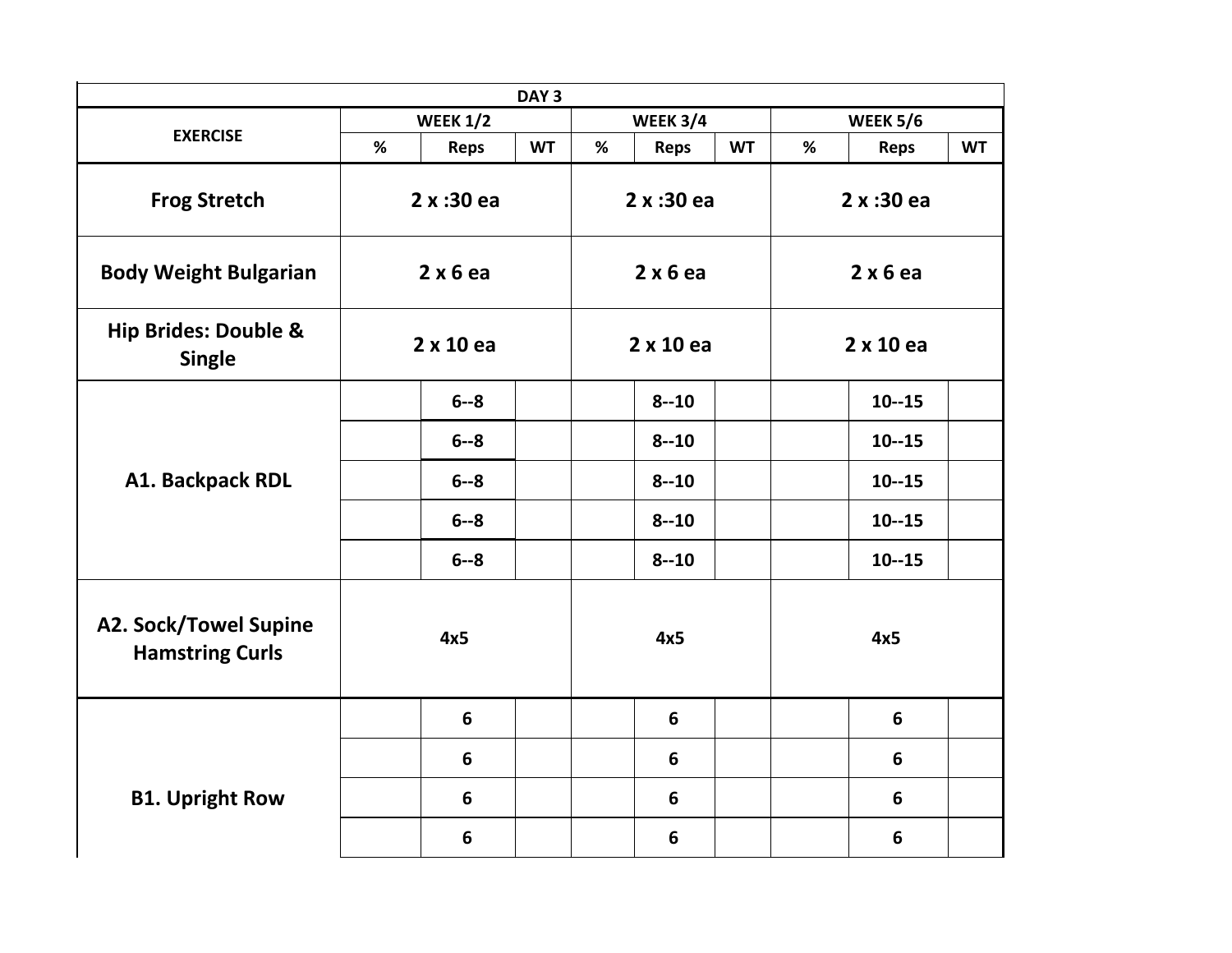| DAY 3 | | | | | | | | | |
|---|---|---|---|---|---|---|---|---|---|
| EXERCISE | WEEK 1/2 | | | WEEK 3/4 | | | WEEK 5/6 | | |
| | % | Reps | WT | % | Reps | WT | % | Reps | WT |
| **Frog Stretch** | 2 x :30 ea | | | 2 x :30 ea | | | 2 x :30 ea | | |
| **Body Weight Bulgarian** | 2 x 6 ea | | | 2 x 6 ea | | | 2 x 6 ea | | |
| **Hip Brides: Double & Single** | 2 x 10 ea | | | 2 x 10 ea | | | 2 x 10 ea | | |
| **A1. Backpack RDL** | | 6--8 | | | 8--10 | | | 10--15 | |
| | | 6--8 | | | 8--10 | | | 10--15 | |
| | | 6--8 | | | 8--10 | | | 10--15 | |
| | | 6--8 | | | 8--10 | | | 10--15 | |
| | | 6--8 | | | 8--10 | | | 10--15 | |
| **A2. Sock/Towel Supine Hamstring Curls** | 4x5 | | | 4x5 | | | 4x5 | | |
| **B1. Upright Row** | | 6 | | | 6 | | | 6 | |
| | | 6 | | | 6 | | | 6 | |
| | | 6 | | | 6 | | | 6 | |
| | | 6 | | | 6 | | | 6 | |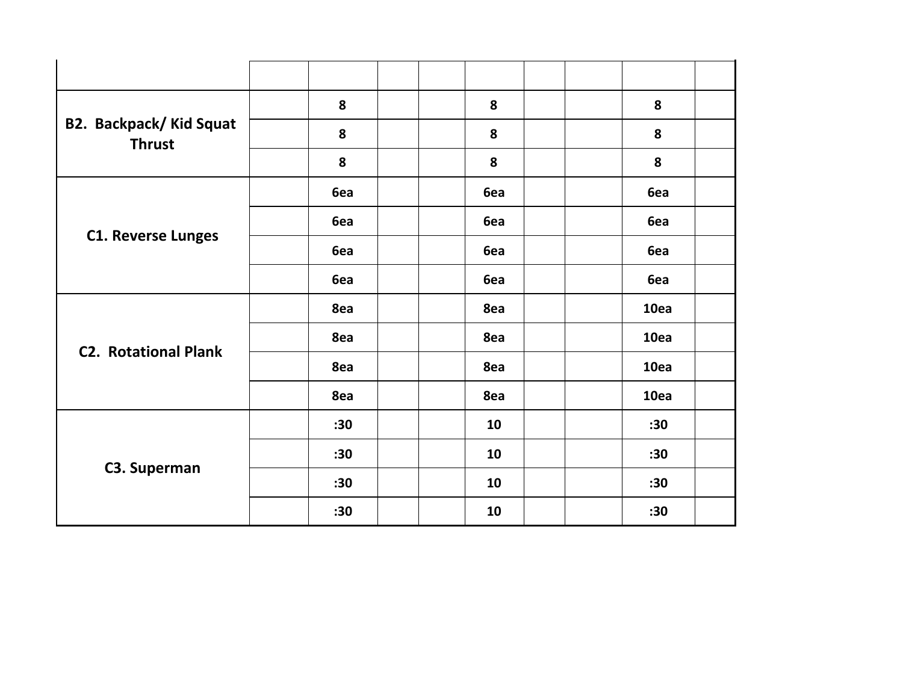| | | | | | | | | | |
|---|---|---|---|---|---|---|---|---|---|
| | | | | | | | | | |
| **B2. Backpack/ Kid Squat Thrust** | | **8** | | | **8** | | | **8** | |
| | | **8** | | | **8** | | | **8** | |
| | | **8** | | | **8** | | | **8** | |
| **C1. Reverse Lunges** | | **6ea** | | | **6ea** | | | **6ea** | |
| | | **6ea** | | | **6ea** | | | **6ea** | |
| | | **6ea** | | | **6ea** | | | **6ea** | |
| | | **6ea** | | | **6ea** | | | **6ea** | |
| **C2. Rotational Plank** | | **8ea** | | | **8ea** | | | **10ea** | |
| | | **8ea** | | | **8ea** | | | **10ea** | |
| | | **8ea** | | | **8ea** | | | **10ea** | |
| | | **8ea** | | | **8ea** | | | **10ea** | |
| **C3. Superman** | | **:30** | | | **10** | | | **:30** | |
| | | **:30** | | | **10** | | | **:30** | |
| | | **:30** | | | **10** | | | **:30** | |
| | | **:30** | | | **10** | | | **:30** | |